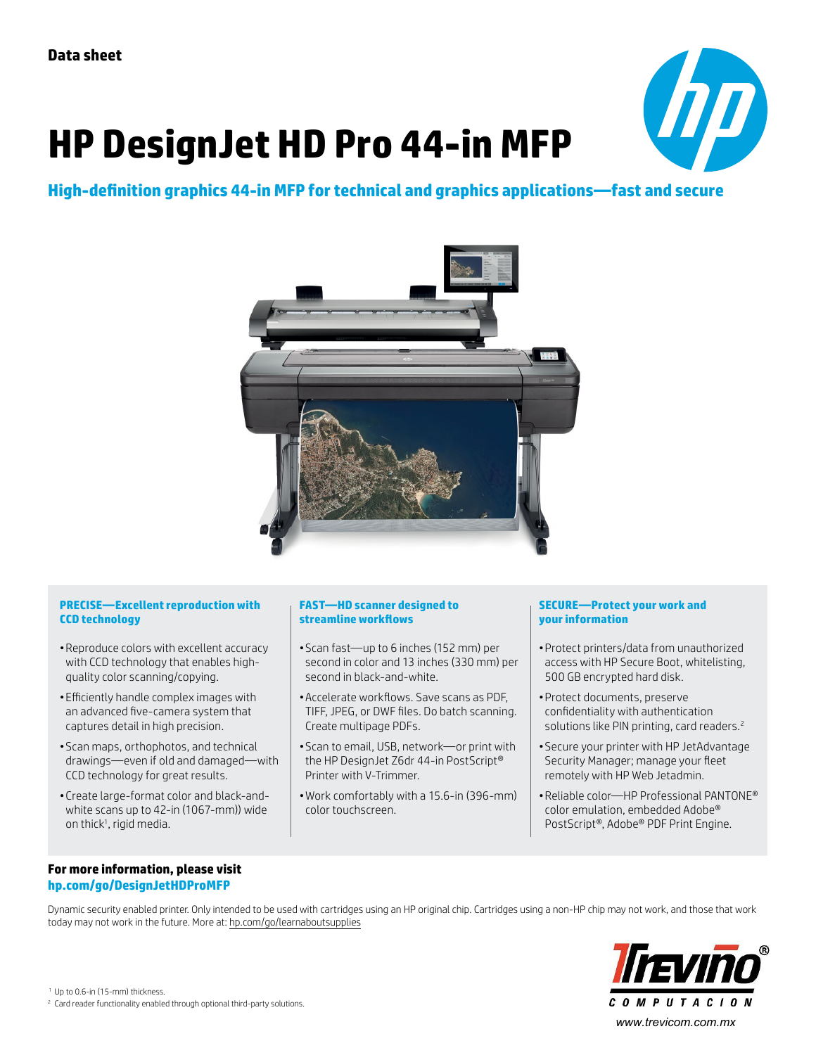Data sheet

# HP DesignJet HD Pro 44-in MFP

## High-definition graphics 44-in MFP for technical and graphics applications—fast and secure

### PRECISE—Excellent reproduction with CCD technology

- Reproduce colors with excellent accuracy with CCD technology that enables high-quality color scanning/copying.
- Efficiently handle complex images with an advanced five-camera system that captures detail in high precision.
- Scan maps, orthophotos, and technical drawings—even if old and damaged—with CCD technology for great results.
- Create large-format color and black-and-white scans up to 42-in (1067-mm)) wide on thick[1], rigid media.

### FAST—HD scanner designed to streamline workflows

- Scan fast—up to 6 inches (152 mm) per second in color and 13 inches (330 mm) per second in black-and-white.
- Accelerate workflows. Save scans as PDF, TIFF, JPEG, or DWF files. Do batch scanning. Create multipage PDFs.
- Scan to email, USB, network—or print with the HP DesignJet Z6dr 44-in PostScript® Printer with V-Trimmer.
- Work comfortably with a 15.6-in (396-mm) color touchscreen.

### SECURE—Protect your work and your information

- Protect printers/data from unauthorized access with HP Secure Boot, whitelisting, 500 GB encrypted hard disk.
- Protect documents, preserve confidentiality with authentication solutions like PIN printing, card readers.[2]
- Secure your printer with HP JetAdvantage Security Manager; manage your fleet remotely with HP Web Jetadmin.
- Reliable color—HP Professional PANTONE® color emulation, embedded Adobe® PostScript®, Adobe® PDF Print Engine.

**For more information, please visit**
**hp.com/go/DesignJetHDProMFP**

Dynamic security enabled printer. Only intended to be used with cartridges using an HP original chip. Cartridges using a non-HP chip may not work, and those that work today may not work in the future. More at: hp.com/go/learnaboutsupplies

Trevino® COMPUTACION
www.trevicom.com.mx

[1] Up to 0.6-in (15-mm) thickness.
[2] Card reader functionality enabled through optional third-party solutions.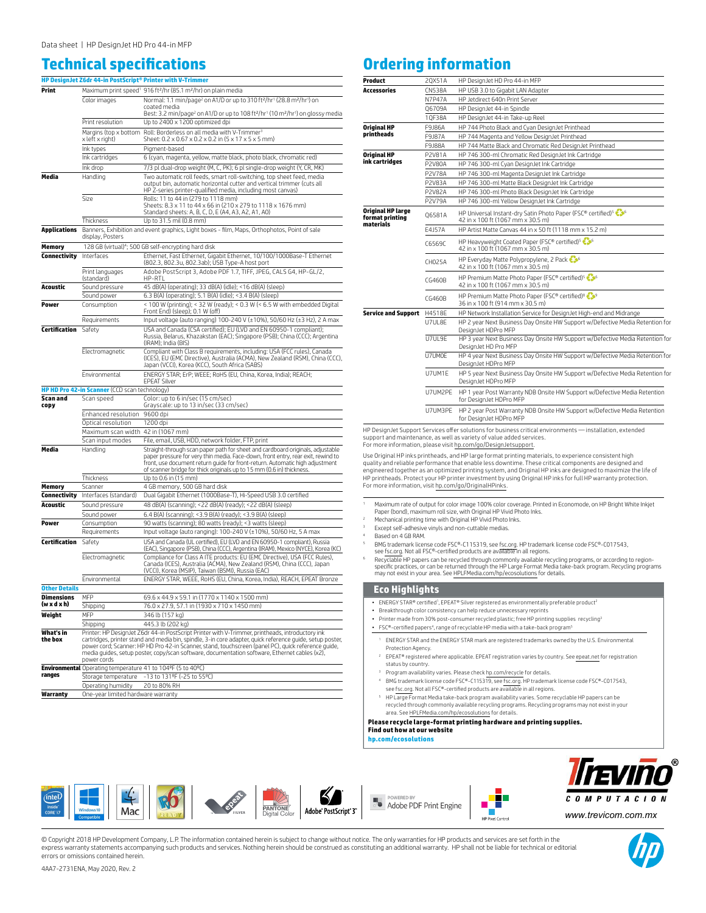# Technical specifications

**HP DesignJet Z6dr 44-in PostScript® Printer with V-Trimmer**

| | | |
|---|---|---|
| **Print** | Maximum print speed[1] | 916 ft²/hr (85.1 m²/hr) on plain media |
| | Color images | Normal: 1.1 min/page[2] on A1/D or up to 310 ft²/hr[1] (28.8 m²/hr[1]) on coated media<br>Best: 3.2 min/page[2] on A1/D or up to 108 ft²/hr[1] (10 m²/hr[1]) on glossy media |
| | Print resolution | Up to 2400 x 1200 optimized dpi |
| | Margins (top x bottom x left x right) | Roll: Borderless on all media with V-Trimmer[3]<br>Sheet: 0.2 x 0.67 x 0.2 x 0.2 in (5 x 17 x 5 x 5 mm) |
| | Ink types | Pigment-based |
| | Ink cartridges | 6 (cyan, magenta, yellow, matte black, photo black, chromatic red) |
| | Ink drop | 7/3 pl dual-drop weight (M, C, PK); 6 pl single-drop weight (Y, CR, MK) |
| **Media** | Handling | Two automatic roll feeds, smart roll-switching, top sheet feed, media output bin, automatic horizontal cutter and vertical trimmer (cuts all HP Z-series printer-qualified media, including most canvas) |
| | Size | Rolls: 11 to 44 in (279 to 1118 mm)<br>Sheets: 8.3 x 11 to 44 x 66 in (210 x 279 to 1118 x 1676 mm)<br>Standard sheets: A, B, C, D, E (A4, A3, A2, A1, A0) |
| | Thickness | Up to 31.5 mil (0.8 mm) |
| **Applications** | Banners, Exhibition and event graphics, Light boxes - film, Maps, Orthophotos, Point of sale display, Posters | |
| **Memory** | 128 GB (virtual)[4]; 500 GB self-encrypting hard disk | |
| **Connectivity** | Interfaces | Ethernet, Fast Ethernet, Gigabit Ethernet, 10/100/1000Base-T Ethernet (802.3, 802.3u, 802.3ab); USB Type-A host port |
| | Print languages (standard) | Adobe PostScript 3, Adobe PDF 1.7, TIFF, JPEG, CALS G4, HP-GL/2, HP-RTL |
| **Acoustic** | Sound pressure | 45 dB(A) (operating); 33 dB(A) (idle); <16 dB(A) (sleep) |
| | Sound power | 6.3 B(A) (operating); 5.1 B(A) (idle); <3.4 B(A) (sleep) |
| **Power** | Consumption | < 100 W (printing); < 32 W (ready); < 0.3 W (< 6.5 W with embedded Digital Front End) (sleep); 0.1 W (off) |
| | Requirements | Input voltage (auto ranging) 100-240 V (±10%), 50/60 Hz (±3 Hz), 2 A max |
| **Certification** | Safety | USA and Canada (CSA certified); EU (LVD and EN 60950-1 compliant); Russia, Belarus, Kazakhstan (EAC); Singapore (PSB); China (CCC); Argentina (IRAM); India (BIS) |
| | Electromagnetic | Compliant with Class B requirements, including: USA (FCC rules), Canada (ICES), EU (EMC Directive), Australia (ACMA), New Zealand (RSM), China (CCC), Japan (VCCI), Korea (KCC), South Africa (SABS) |
| | Environmental | ENERGY STAR; ErP; WEEE; RoHS (EU, China, Korea, India); REACH; EPEAT Silver |

**HP HD Pro 42-in Scanner** (CCD scan technology)

| | | |
|---|---|---|
| **Scan and copy** | Scan speed | Color: up to 6 in/sec (15 cm/sec)<br>Grayscale: up to 13 in/sec (33 cm/sec) |
| | Enhanced resolution | 9600 dpi |
| | Optical resolution | 1200 dpi |
| | Maximum scan width | 42 in (1067 mm) |
| | Scan input modes | File, email, USB, HDD, network folder, FTP, print |
| **Media** | Handling | Straight-through scan paper path for sheet and cardboard originals, adjustable paper pressure for very thin media. Face-down, front entry, rear exit, rewind to front, use document return guide for front-return. Automatic high adjustment of scanner bridge for thick originals up to 15 mm (0.6 in) thickness. |
| | Thickness | Up to 0.6 in (15 mm) |
| **Memory** | Scanner | 4 GB memory, 500 GB hard disk |
| **Connectivity** | Interfaces (standard) | Dual Gigabit Ethernet (1000Base-T), Hi-Speed USB 3.0 certified |
| **Acoustic** | Sound pressure | 48 dB(A) (scanning); <22 dB(A) (ready); <22 dB(A) (sleep) |
| | Sound power | 6.4 B(A) (scanning); <3.9 B(A) (ready); <3.9 B(A) (sleep) |
| **Power** | Consumption | 90 watts (scanning); 80 watts (ready); <3 watts (sleep) |
| | Requirements | Input voltage (auto ranging): 100-240 V (±10%), 50/60 Hz, 5 A max |
| **Certification** | Safety | USA and Canada (UL certified), EU (LVD and EN 60950-1 compliant), Russia (EAC), Singapore (PSB), China (CCC), Argentina (IRAM), Mexico (NYCE), Korea (KC) |
| | Electromagnetic | Compliance for Class A ITE products: EU (EMC Directive), USA (FCC Rules), Canada (ICES), Australia (ACMA), New Zealand (RSM), China (CCC), Japan (VCCI), Korea (MSIP), Taiwan (BSMI), Russia (EAC) |
| | Environmental | ENERGY STAR, WEEE, RoHS (EU, China, Korea, India), REACH, EPEAT Bronze |

**Other Details**

| | | |
|---|---|---|
| **Dimensions (w x d x h)** | MFP | 69.6 x 44.9 x 59.1 in (1770 x 1140 x 1500 mm) |
| | Shipping | 76.0 x 27.9, 57.1 in (1930 x 710 x 1450 mm) |
| **Weight** | MFP | 346 lb (157 kg) |
| | Shipping | 445.3 lb (202 kg) |
| **What's in the box** | Printer: HP DesignJet Z6dr 44-in PostScript Printer with V-Trimmer, printheads, introductory ink cartridges, printer stand and media bin, spindle, 3-in core adapter, quick reference guide, setup poster, power cord; Scanner: HP HD Pro 42-in Scanner, stand, touchscreen (panel PC), quick reference guide, media guides, setup poster, copy/scan software, documentation software, Ethernet cables (x2), power cords | |
| **Environmental ranges** | Operating temperature | 41 to 104ºF (5 to 40ºC) |
| | Storage temperature | -13 to 131ºF (-25 to 55ºC) |
| | Operating humidity | 20 to 80% RH |
| **Warranty** | One-year limited hardware warranty | |

# Ordering information

| | | |
|---|---|---|
| **Product** | 2QX51A | HP DesignJet HD Pro 44-in MFP |
| **Accessories** | CN538A | HP USB 3.0 to Gigabit LAN Adapter |
| | N7P47A | HP Jetdirect 640n Print Server |
| | Q6709A | HP DesignJet 44-in Spindle |
| | 1QF38A | HP DesignJet 44-in Take-up Reel |
| **Original HP printheads** | F9J86A | HP 744 Photo Black and Cyan DesignJet Printhead |
| | F9J87A | HP 744 Magenta and Yellow DesignJet Printhead |
| | F9J88A | HP 744 Matte Black and Chromatic Red DesignJet Printhead |
| **Original HP ink cartridges** | P2V81A | HP 746 300-ml Chromatic Red DesignJet Ink Cartridge |
| | P2V80A | HP 746 300-ml Cyan DesignJet Ink Cartridge |
| | P2V78A | HP 746 300-ml Magenta DesignJet Ink Cartridge |
| | P2V83A | HP 746 300-ml Matte Black DesignJet Ink Cartridge |
| | P2V82A | HP 746 300-ml Photo Black DesignJet Ink Cartridge |
| | P2V79A | HP 746 300-ml Yellow DesignJet Ink Cartridge |
| **Original HP large format printing materials** | Q6581A | HP Universal Instant-dry Satin Photo Paper (FSC® certified)[5] [6]<br>42 in x 100 ft (1067 mm x 30.5 m) |
| | E4J57A | HP Artist Matte Canvas 44 in x 50 ft (1118 mm x 15.2 m) |
| | C6569C | HP Heavyweight Coated Paper (FSC® certified)[5] [6]<br>42 in x 100 ft (1067 mm x 30.5 m) |
| | CH025A | HP Everyday Matte Polypropylene, 2 Pack [6]<br>42 in x 100 ft (1067 mm x 30.5 m) |
| | CG460B | HP Premium Matte Photo Paper (FSC® certified)[5] [6]<br>42 in x 100 ft (1067 mm x 30.5 m) |
| | CG460B | HP Premium Matte Photo Paper (FSC® certified)[8] [9]<br>36 in x 100 ft (914 mm x 30.5 m) |
| **Service and Support** | H4518E | HP Network Installation Service for DesignJet High-end and Midrange |
| | U7UL8E | HP 2 year Next Business Day Onsite HW Support w/Defective Media Retention for DesignJet HDPro MFP |
| | U7UL9E | HP 3 year Next Business Day Onsite HW Support w/Defective Media Retention for DesignJet HD Pro MFP |
| | U7UM0E | HP 4 year Next Business Day Onsite HW Support w/Defective Media Retention for DesignJet HDPro MFP |
| | U7UM1E | HP 5 year Next Business Day Onsite HW Support w/Defective Media Retention for DesignJet HDPro MFP |
| | U7UM2PE | HP 1 year Post Warranty NDB Onsite HW Support w/Defective Media Retention for DesignJet HDPro MFP |
| | U7UM3PE | HP 2 year Post Warranty NDB Onsite HW Support w/Defective Media Retention for DesignJet HDPro MFP |

HP DesignJet Support Services offer solutions for business critical environments — installation, extended support and maintenance, as well as variety of value added services.
For more information, please visit hp.com/go/DesignJetsupport.

Use Original HP inks printheads, and HP large format printing materials, to experience consistent high quality and reliable performance that enable less downtime. These critical components are designed and engineered together as an optimized printing system, and Original HP inks are designed to maximize the life of HP printheads. Protect your HP printer investment by using Original HP inks for full HP warranty protection.
For more information, visit hp.com/go/OriginalHPinks.

1. Maximum rate of output for color image 100% color coverage. Printed in Economode, on HP Bright White Inkjet Paper (bond), maximum roll size, with Original HP Vivid Photo Inks.
2. Mechanical printing time with Original HP Vivid Photo Inks.
3. Except self-adhesive vinyls and non-cuttable medias.
4. Based on 4 GB RAM.
5. BMG trademark license code FSC®-C115319, see fsc.org. HP trademark license code FSC®-C017543, see fsc.org. Not all FSC®-certified products are available in all regions.
6. Recyclable HP papers can be recycled through commonly available recycling programs, or according to region-specific practices, or can be returned through the HP Large Format Media take-back program. Recycling programs may not exist in your area. See HPLFMedia.com/hp/ecosolutions for details.

## Eco Highlights

- ENERGY STAR® certified[1], EPEAT® Silver registered as environmentally preferable product[2]
- Breakthrough color consistency can help reduce unnecessary reprints
- Printer made from 30% post-consumer recycled plastic; free HP printing supplies recycling[3]
- FSC®-certified papers[4], range of recyclable HP media with a take-back program[5]

1. ENERGY STAR and the ENERGY STAR mark are registered trademarks owned by the U.S. Environmental Protection Agency.
2. EPEAT® registered where applicable. EPEAT registration varies by country. See epeat.net for registration status by country.
3. Program availability varies. Please check hp.com/recycle for details.
4. BMG trademark license code FSC®-C115319, see fsc.org. HP trademark license code FSC®-C017543, see fsc.org. Not all FSC®-certified products are available in all regions.
5. HP Large Format Media take-back program availability varies. Some recyclable HP papers can be recycled through commonly available recycling programs. Recycling programs may not exist in your area. See HPLFMedia.com/hp/ecosolutions for details.

**Please recycle large-format printing hardware and printing supplies.**
**Find out how at our website**
**hp.com/ecosolutions**

www.trevicom.com.mx

© Copyright 2018 HP Development Company, L.P. The information contained herein is subject to change without notice. The only warranties for HP products and services are set forth in the express warranty statements accompanying such products and services. Nothing herein should be construed as constituting an additional warranty. HP shall not be liable for technical or editorial errors or omissions contained herein.

4AA7-2731ENA, May 2020, Rev. 2